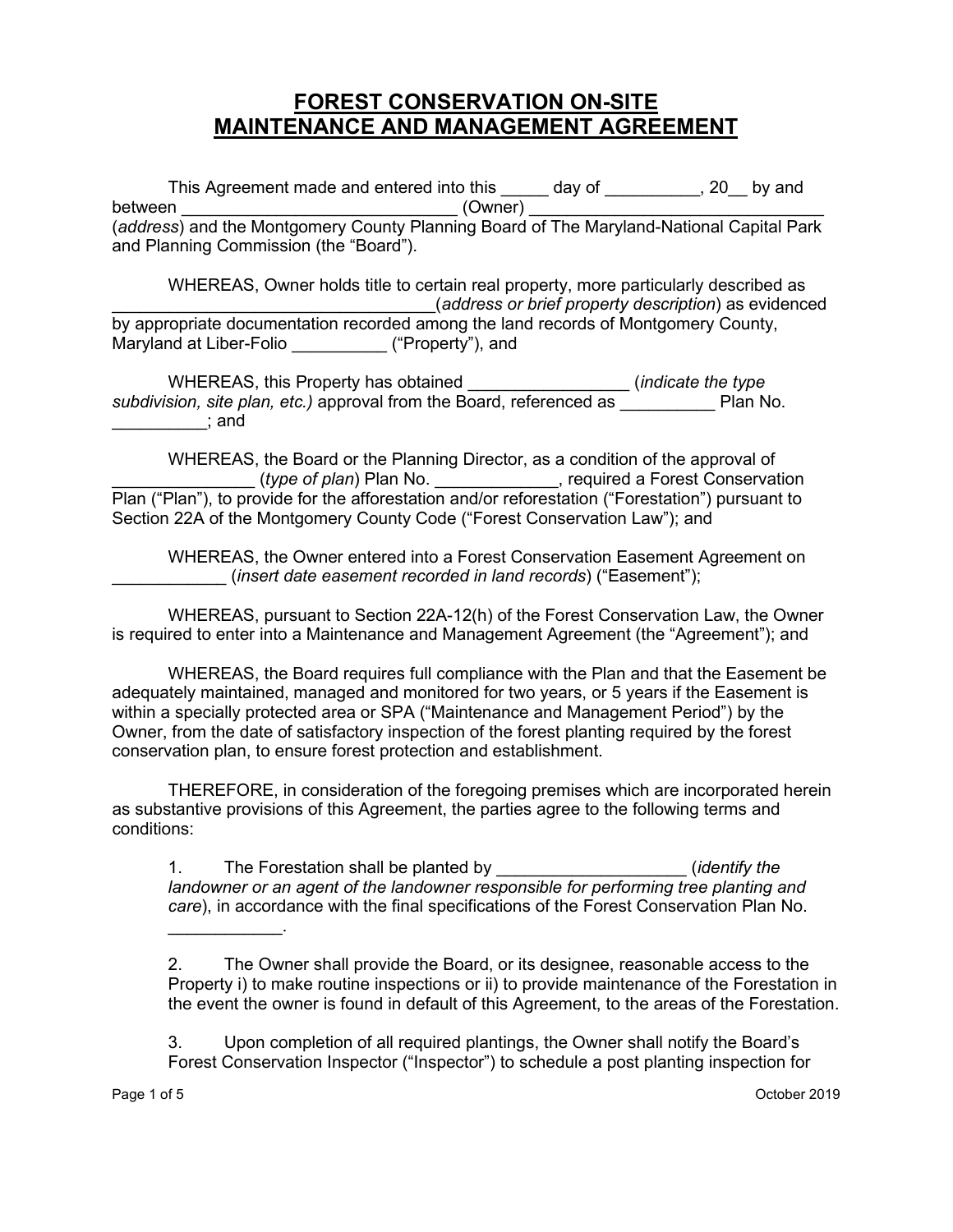# FOREST CONSERVATION ON-SITE MAINTENANCE AND MANAGEMENT AGREEMENT

This Agreement made and entered into this _____ day of __________, 20__ by and between _____________________________ (Owner) _______________________________ (*address*) and the Montgomery County Planning Board of The Maryland-National Capital Park and Planning Commission (the "Board").

WHEREAS, Owner holds title to certain real property, more particularly described as ___________________________________(*address or brief property description*) as evidenced by appropriate documentation recorded among the land records of Montgomery County, Maryland at Liber-Folio __________ ("Property"), and

WHEREAS, this Property has obtained _________________ (*indicate the type subdivision, site plan, etc.)* approval from the Board, referenced as __________ Plan No. __________; and

WHEREAS, the Board or the Planning Director, as a condition of the approval of _______________ (*type of plan*) Plan No. _____________, required a Forest Conservation Plan ("Plan"), to provide for the afforestation and/or reforestation ("Forestation") pursuant to Section 22A of the Montgomery County Code ("Forest Conservation Law"); and

WHEREAS, the Owner entered into a Forest Conservation Easement Agreement on ____________ (*insert date easement recorded in land records*) ("Easement");

WHEREAS, pursuant to Section 22A-12(h) of the Forest Conservation Law, the Owner is required to enter into a Maintenance and Management Agreement (the "Agreement"); and

WHEREAS, the Board requires full compliance with the Plan and that the Easement be adequately maintained, managed and monitored for two years, or 5 years if the Easement is within a specially protected area or SPA ("Maintenance and Management Period") by the Owner, from the date of satisfactory inspection of the forest planting required by the forest conservation plan, to ensure forest protection and establishment.

THEREFORE, in consideration of the foregoing premises which are incorporated herein as substantive provisions of this Agreement, the parties agree to the following terms and conditions:

1. The Forestation shall be planted by ____________________ (*identify the landowner or an agent of the landowner responsible for performing tree planting and care*), in accordance with the final specifications of the Forest Conservation Plan No. ____________.

2. The Owner shall provide the Board, or its designee, reasonable access to the Property i) to make routine inspections or ii) to provide maintenance of the Forestation in the event the owner is found in default of this Agreement, to the areas of the Forestation.

3. Upon completion of all required plantings, the Owner shall notify the Board's Forest Conservation Inspector ("Inspector") to schedule a post planting inspection for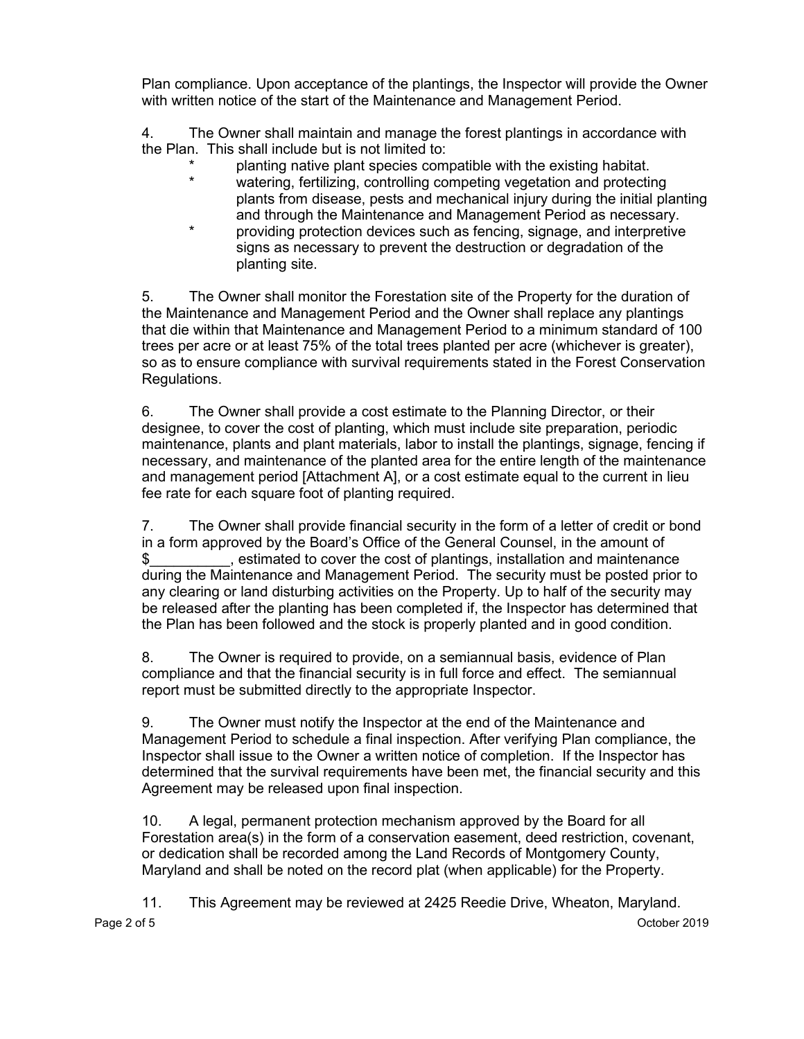Plan compliance. Upon acceptance of the plantings, the Inspector will provide the Owner with written notice of the start of the Maintenance and Management Period.

4. The Owner shall maintain and manage the forest plantings in accordance with the Plan. This shall include but is not limited to:

- planting native plant species compatible with the existing habitat.
- watering, fertilizing, controlling competing vegetation and protecting plants from disease, pests and mechanical injury during the initial planting and through the Maintenance and Management Period as necessary.
- providing protection devices such as fencing, signage, and interpretive signs as necessary to prevent the destruction or degradation of the planting site.

5. The Owner shall monitor the Forestation site of the Property for the duration of the Maintenance and Management Period and the Owner shall replace any plantings that die within that Maintenance and Management Period to a minimum standard of 100 trees per acre or at least 75% of the total trees planted per acre (whichever is greater), so as to ensure compliance with survival requirements stated in the Forest Conservation Regulations.

6. The Owner shall provide a cost estimate to the Planning Director, or their designee, to cover the cost of planting, which must include site preparation, periodic maintenance, plants and plant materials, labor to install the plantings, signage, fencing if necessary, and maintenance of the planted area for the entire length of the maintenance and management period [Attachment A], or a cost estimate equal to the current in lieu fee rate for each square foot of planting required.

7. The Owner shall provide financial security in the form of a letter of credit or bond in a form approved by the Board's Office of the General Counsel, in the amount of $__________, estimated to cover the cost of plantings, installation and maintenance during the Maintenance and Management Period. The security must be posted prior to any clearing or land disturbing activities on the Property. Up to half of the security may be released after the planting has been completed if, the Inspector has determined that the Plan has been followed and the stock is properly planted and in good condition.

8. The Owner is required to provide, on a semiannual basis, evidence of Plan compliance and that the financial security is in full force and effect. The semiannual report must be submitted directly to the appropriate Inspector.

9. The Owner must notify the Inspector at the end of the Maintenance and Management Period to schedule a final inspection. After verifying Plan compliance, the Inspector shall issue to the Owner a written notice of completion. If the Inspector has determined that the survival requirements have been met, the financial security and this Agreement may be released upon final inspection.

10. A legal, permanent protection mechanism approved by the Board for all Forestation area(s) in the form of a conservation easement, deed restriction, covenant, or dedication shall be recorded among the Land Records of Montgomery County, Maryland and shall be noted on the record plat (when applicable) for the Property.

11. This Agreement may be reviewed at 2425 Reedie Drive, Wheaton, Maryland.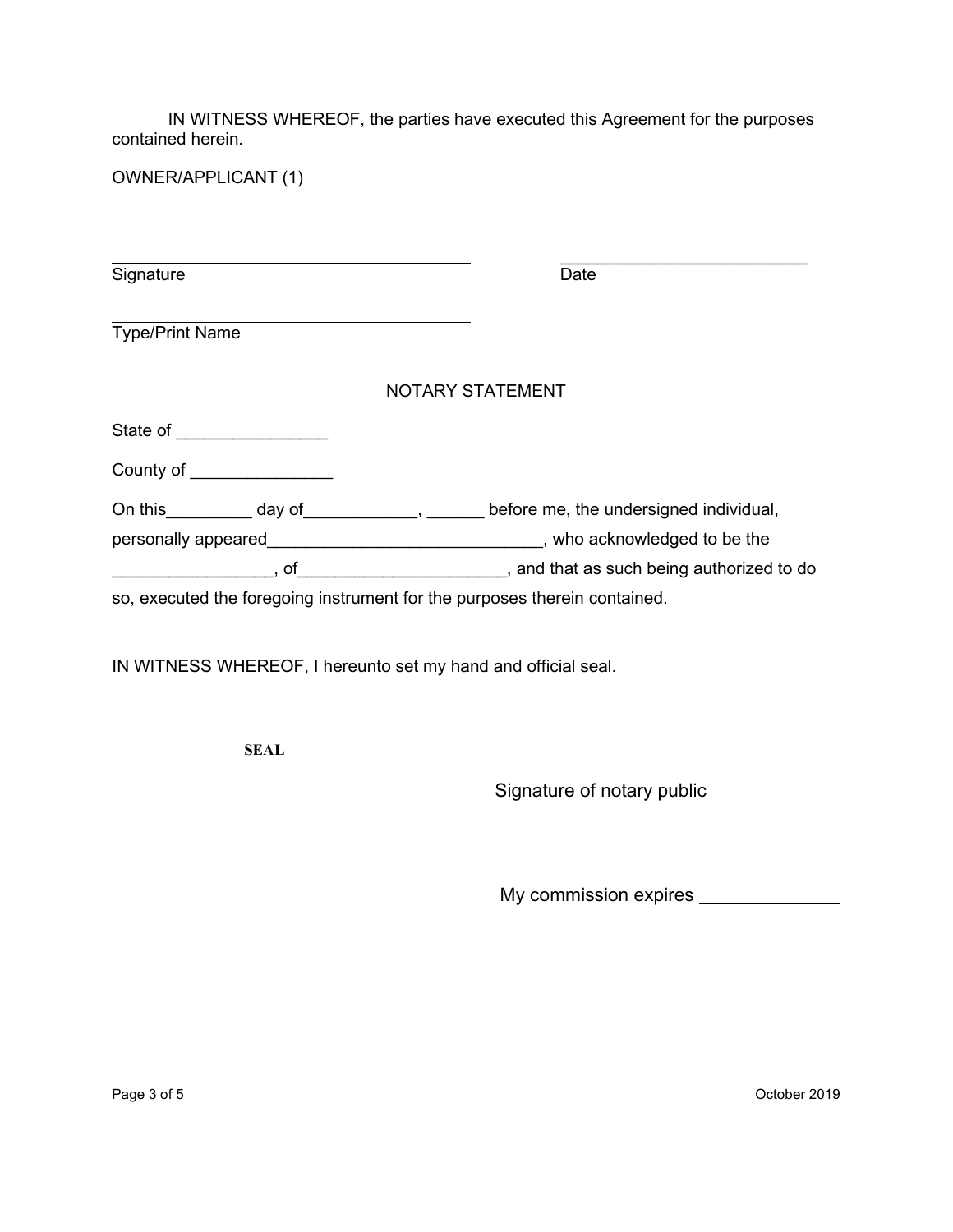IN WITNESS WHEREOF, the parties have executed this Agreement for the purposes contained herein.

OWNER/APPLICANT (1)

\_\_\_\_\_\_\_\_\_\_\_\_\_\_\_\_\_\_\_\_\_\_\_\_\_\_\_\_\_\_\_\_\_\_\_\_\_\_\_ \_\_\_\_\_\_\_\_\_\_\_\_\_\_\_\_\_\_\_\_\_\_\_\_\_\_\_
Signature Date

\_\_\_\_\_\_\_\_\_\_\_\_\_\_\_\_\_\_\_\_\_\_\_\_\_\_\_\_\_\_\_\_\_\_\_\_\_\_\_
Type/Print Name

NOTARY STATEMENT

State of ________________

County of _______________

On this_________ day of____________, ______ before me, the undersigned individual, personally appeared_____________________________, who acknowledged to be the _________________, of_____________________, and that as such being authorized to do so, executed the foregoing instrument for the purposes therein contained.

IN WITNESS WHEREOF, I hereunto set my hand and official seal.

**SEAL**

\_\_\_\_\_\_\_\_\_\_\_\_\_\_\_\_\_\_\_\_\_\_\_\_\_\_\_\_\_\_\_\_\_\_\_\_\_
Signature of notary public

My commission expires ______________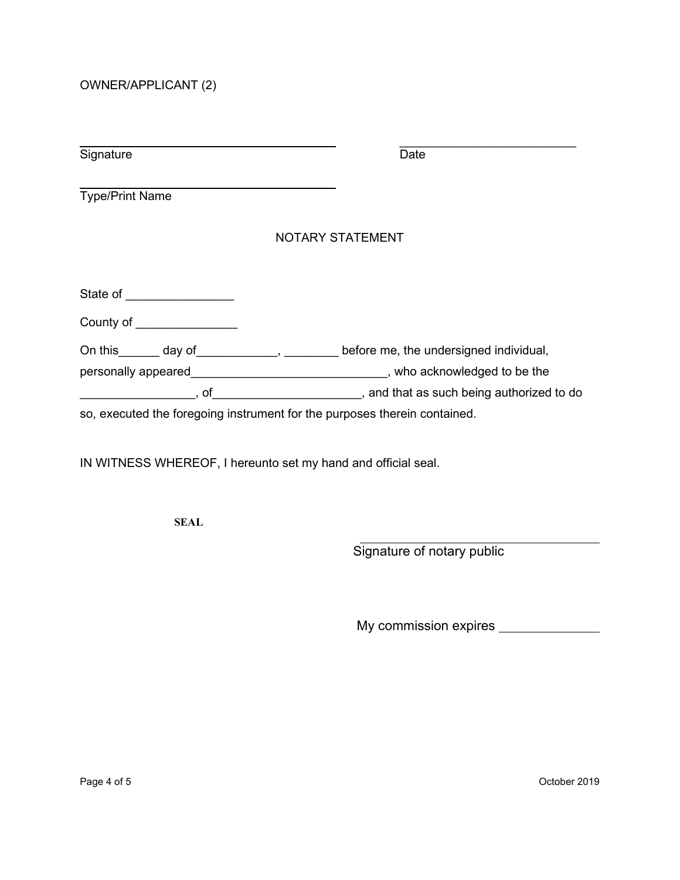OWNER/APPLICANT (2)

_______________________________ _______________________

Signature Date

_______________________________

Type/Print Name

NOTARY STATEMENT

State of ________________

County of _______________

On this______ day of____________, ________ before me, the undersigned individual, personally appeared_____________________________, who acknowledged to be the _________________, of______________________, and that as such being authorized to do so, executed the foregoing instrument for the purposes therein contained.

IN WITNESS WHEREOF, I hereunto set my hand and official seal.

**SEAL**

_______________________________

Signature of notary public

My commission expires _____________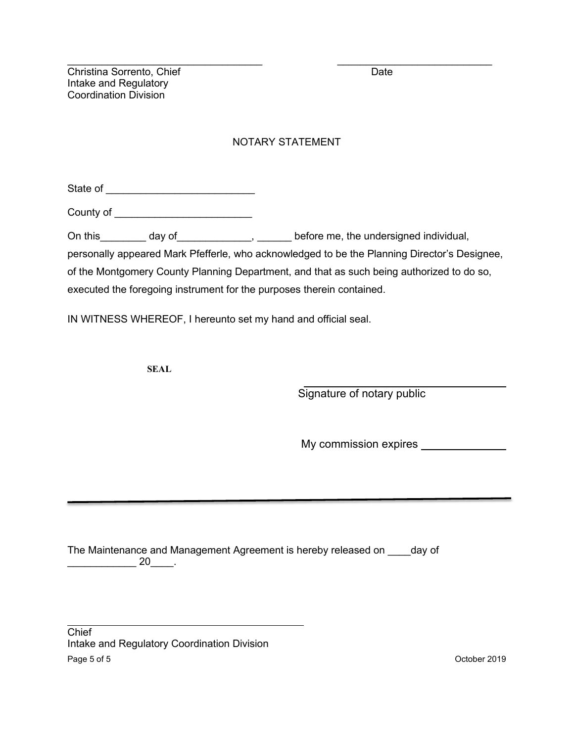\_\_\_\_\_\_\_\_\_\_\_\_\_\_\_\_\_\_\_\_\_\_\_\_\_\_\_\_\_\_\_\_\_\_ \_\_\_\_\_\_\_\_\_\_\_\_\_\_\_\_\_\_\_\_\_\_\_\_\_\_\_

Christina Sorrento, Chief Date
Intake and Regulatory
Coordination Division

NOTARY STATEMENT

State of \_\_\_\_\_\_\_\_\_\_\_\_\_\_\_\_\_\_\_\_\_\_\_\_\_

County of \_\_\_\_\_\_\_\_\_\_\_\_\_\_\_\_\_\_\_\_\_\_\_

On this\_\_\_\_\_\_\_\_ day of\_\_\_\_\_\_\_\_\_\_\_\_\_, \_\_\_\_\_\_ before me, the undersigned individual, personally appeared Mark Pfefferle, who acknowledged to be the Planning Director's Designee, of the Montgomery County Planning Department, and that as such being authorized to do so, executed the foregoing instrument for the purposes therein contained.

IN WITNESS WHEREOF, I hereunto set my hand and official seal.

**SEAL**

\_\_\_\_\_\_\_\_\_\_\_\_\_\_\_\_\_\_\_\_\_\_\_\_\_\_\_\_\_\_\_\_\_\_
Signature of notary public

My commission expires \_\_\_\_\_\_\_\_\_\_\_\_\_

---

The Maintenance and Management Agreement is hereby released on \_\_\_\_day of \_\_\_\_\_\_\_\_\_\_\_\_ 20\_\_\_\_.

\_\_\_\_\_\_\_\_\_\_\_\_\_\_\_\_\_\_\_\_\_\_\_\_\_\_\_\_\_\_\_\_\_\_\_\_\_\_\_\_\_\_\_
Chief
Intake and Regulatory Coordination Division

October 2019